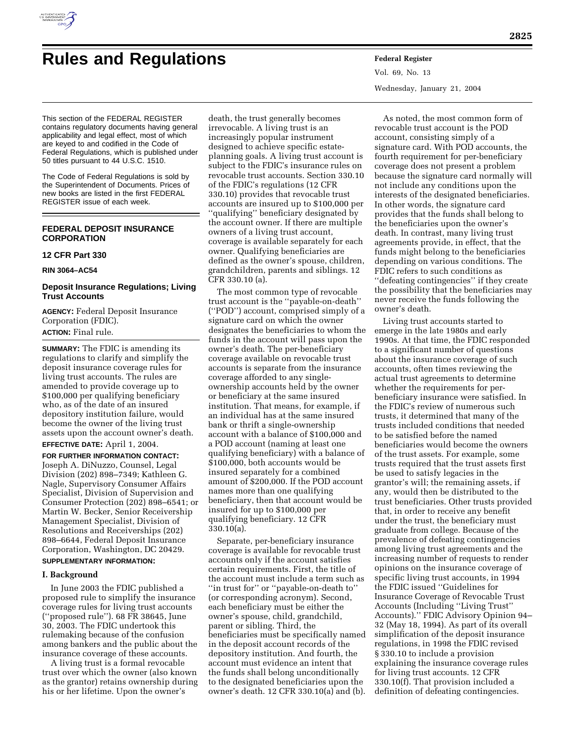# Rules and Regulations

This section of the FEDERAL REGISTER contains regulatory documents having general applicability and legal effect, most of which are keyed to and codified in the Code of Federal Regulations, which is published under 50 titles pursuant to 44 U.S.C. 1510.

The Code of Federal Regulations is sold by the Superintendent of Documents. Prices of new books are listed in the first FEDERAL REGISTER issue of each week.

## FEDERAL DEPOSIT INSURANCE CORPORATION

### 12 CFR Part 330

**RIN 3064–AC54**

### Deposit Insurance Regulations; Living Trust Accounts

**AGENCY:** Federal Deposit Insurance Corporation (FDIC).

**ACTION:** Final rule.

**SUMMARY:** The FDIC is amending its regulations to clarify and simplify the deposit insurance coverage rules for living trust accounts. The rules are amended to provide coverage up to $100,000 per qualifying beneficiary who, as of the date of an insured depository institution failure, would become the owner of the living trust assets upon the account owner's death.

**EFFECTIVE DATE:** April 1, 2004.

**FOR FURTHER INFORMATION CONTACT:** Joseph A. DiNuzzo, Counsel, Legal Division (202) 898–7349; Kathleen G. Nagle, Supervisory Consumer Affairs Specialist, Division of Supervision and Consumer Protection (202) 898–6541; or Martin W. Becker, Senior Receivership Management Specialist, Division of Resolutions and Receiverships (202) 898–6644, Federal Deposit Insurance Corporation, Washington, DC 20429.

**SUPPLEMENTARY INFORMATION:**

**I. Background**

In June 2003 the FDIC published a proposed rule to simplify the insurance coverage rules for living trust accounts (''proposed rule''). 68 FR 38645, June 30, 2003. The FDIC undertook this rulemaking because of the confusion among bankers and the public about the insurance coverage of these accounts.

A living trust is a formal revocable trust over which the owner (also known as the grantor) retains ownership during his or her lifetime. Upon the owner's death, the trust generally becomes irrevocable. A living trust is an increasingly popular instrument designed to achieve specific estate-planning goals. A living trust account is subject to the FDIC's insurance rules on revocable trust accounts. Section 330.10 of the FDIC's regulations (12 CFR 330.10) provides that revocable trust accounts are insured up to $100,000 per ''qualifying'' beneficiary designated by the account owner. If there are multiple owners of a living trust account, coverage is available separately for each owner. Qualifying beneficiaries are defined as the owner's spouse, children, grandchildren, parents and siblings. 12 CFR 330.10 (a).

The most common type of revocable trust account is the ''payable-on-death'' (''POD'') account, comprised simply of a signature card on which the owner designates the beneficiaries to whom the funds in the account will pass upon the owner's death. The per-beneficiary coverage available on revocable trust accounts is separate from the insurance coverage afforded to any single-ownership accounts held by the owner or beneficiary at the same insured institution. That means, for example, if an individual has at the same insured bank or thrift a single-ownership account with a balance of $100,000 and a POD account (naming at least one qualifying beneficiary) with a balance of $100,000, both accounts would be insured separately for a combined amount of $200,000. If the POD account names more than one qualifying beneficiary, then that account would be insured for up to $100,000 per qualifying beneficiary. 12 CFR 330.10(a).

Separate, per-beneficiary insurance coverage is available for revocable trust accounts only if the account satisfies certain requirements. First, the title of the account must include a term such as ''in trust for'' or ''payable-on-death to'' (or corresponding acronym). Second, each beneficiary must be either the owner's spouse, child, grandchild, parent or sibling. Third, the beneficiaries must be specifically named in the deposit account records of the depository institution. And fourth, the account must evidence an intent that the funds shall belong unconditionally to the designated beneficiaries upon the owner's death. 12 CFR 330.10(a) and (b).

As noted, the most common form of revocable trust account is the POD account, consisting simply of a signature card. With POD accounts, the fourth requirement for per-beneficiary coverage does not present a problem because the signature card normally will not include any conditions upon the interests of the designated beneficiaries. In other words, the signature card provides that the funds shall belong to the beneficiaries upon the owner's death. In contrast, many living trust agreements provide, in effect, that the funds might belong to the beneficiaries depending on various conditions. The FDIC refers to such conditions as ''defeating contingencies'' if they create the possibility that the beneficiaries may never receive the funds following the owner's death.

Living trust accounts started to emerge in the late 1980s and early 1990s. At that time, the FDIC responded to a significant number of questions about the insurance coverage of such accounts, often times reviewing the actual trust agreements to determine whether the requirements for per-beneficiary insurance were satisfied. In the FDIC's review of numerous such trusts, it determined that many of the trusts included conditions that needed to be satisfied before the named beneficiaries would become the owners of the trust assets. For example, some trusts required that the trust assets first be used to satisfy legacies in the grantor's will; the remaining assets, if any, would then be distributed to the trust beneficiaries. Other trusts provided that, in order to receive any benefit under the trust, the beneficiary must graduate from college. Because of the prevalence of defeating contingencies among living trust agreements and the increasing number of requests to render opinions on the insurance coverage of specific living trust accounts, in 1994 the FDIC issued ''Guidelines for Insurance Coverage of Revocable Trust Accounts (Including ''Living Trust'' Accounts).'' FDIC Advisory Opinion 94–32 (May 18, 1994). As part of its overall simplification of the deposit insurance regulations, in 1998 the FDIC revised § 330.10 to include a provision explaining the insurance coverage rules for living trust accounts. 12 CFR 330.10(f). That provision included a definition of defeating contingencies.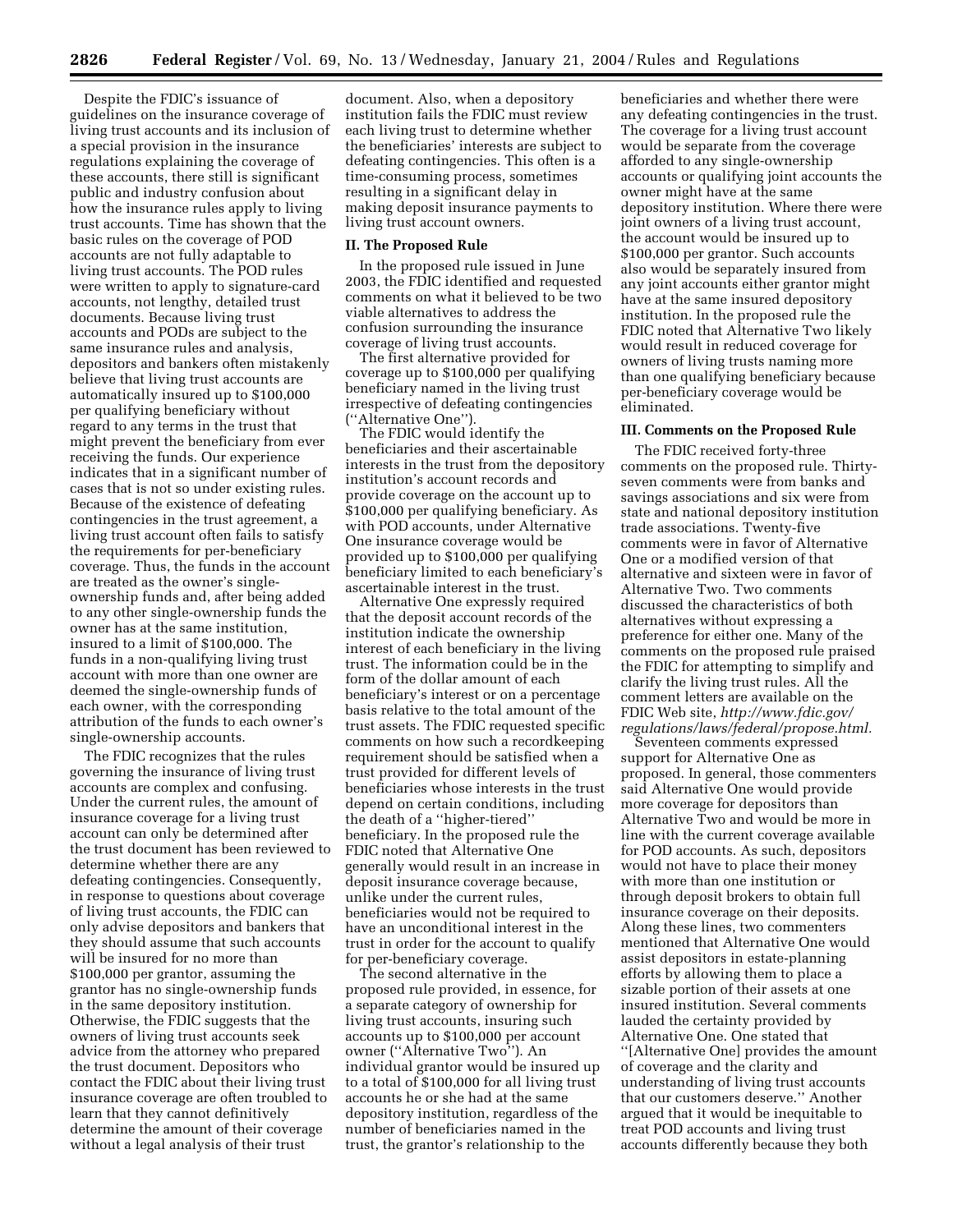Despite the FDIC's issuance of guidelines on the insurance coverage of living trust accounts and its inclusion of a special provision in the insurance regulations explaining the coverage of these accounts, there still is significant public and industry confusion about how the insurance rules apply to living trust accounts. Time has shown that the basic rules on the coverage of POD accounts are not fully adaptable to living trust accounts. The POD rules were written to apply to signature-card accounts, not lengthy, detailed trust documents. Because living trust accounts and PODs are subject to the same insurance rules and analysis, depositors and bankers often mistakenly believe that living trust accounts are automatically insured up to $100,000 per qualifying beneficiary without regard to any terms in the trust that might prevent the beneficiary from ever receiving the funds. Our experience indicates that in a significant number of cases that is not so under existing rules. Because of the existence of defeating contingencies in the trust agreement, a living trust account often fails to satisfy the requirements for per-beneficiary coverage. Thus, the funds in the account are treated as the owner's single-ownership funds and, after being added to any other single-ownership funds the owner has at the same institution, insured to a limit of $100,000. The funds in a non-qualifying living trust account with more than one owner are deemed the single-ownership funds of each owner, with the corresponding attribution of the funds to each owner's single-ownership accounts.

The FDIC recognizes that the rules governing the insurance of living trust accounts are complex and confusing. Under the current rules, the amount of insurance coverage for a living trust account can only be determined after the trust document has been reviewed to determine whether there are any defeating contingencies. Consequently, in response to questions about coverage of living trust accounts, the FDIC can only advise depositors and bankers that they should assume that such accounts will be insured for no more than $100,000 per grantor, assuming the grantor has no single-ownership funds in the same depository institution. Otherwise, the FDIC suggests that the owners of living trust accounts seek advice from the attorney who prepared the trust document. Depositors who contact the FDIC about their living trust insurance coverage are often troubled to learn that they cannot definitively determine the amount of their coverage without a legal analysis of their trust document. Also, when a depository institution fails the FDIC must review each living trust to determine whether the beneficiaries' interests are subject to defeating contingencies. This often is a time-consuming process, sometimes resulting in a significant delay in making deposit insurance payments to living trust account owners.

## II. The Proposed Rule

In the proposed rule issued in June 2003, the FDIC identified and requested comments on what it believed to be two viable alternatives to address the confusion surrounding the insurance coverage of living trust accounts.

The first alternative provided for coverage up to $100,000 per qualifying beneficiary named in the living trust irrespective of defeating contingencies (''Alternative One'').

The FDIC would identify the beneficiaries and their ascertainable interests in the trust from the depository institution's account records and provide coverage on the account up to $100,000 per qualifying beneficiary. As with POD accounts, under Alternative One insurance coverage would be provided up to $100,000 per qualifying beneficiary limited to each beneficiary's ascertainable interest in the trust.

Alternative One expressly required that the deposit account records of the institution indicate the ownership interest of each beneficiary in the living trust. The information could be in the form of the dollar amount of each beneficiary's interest or on a percentage basis relative to the total amount of the trust assets. The FDIC requested specific comments on how such a recordkeeping requirement should be satisfied when a trust provided for different levels of beneficiaries whose interests in the trust depend on certain conditions, including the death of a ''higher-tiered'' beneficiary. In the proposed rule the FDIC noted that Alternative One generally would result in an increase in deposit insurance coverage because, unlike under the current rules, beneficiaries would not be required to have an unconditional interest in the trust in order for the account to qualify for per-beneficiary coverage.

The second alternative in the proposed rule provided, in essence, for a separate category of ownership for living trust accounts, insuring such accounts up to $100,000 per account owner (''Alternative Two''). An individual grantor would be insured up to a total of $100,000 for all living trust accounts he or she had at the same depository institution, regardless of the number of beneficiaries named in the trust, the grantor's relationship to the beneficiaries and whether there were any defeating contingencies in the trust. The coverage for a living trust account would be separate from the coverage afforded to any single-ownership accounts or qualifying joint accounts the owner might have at the same depository institution. Where there were joint owners of a living trust account, the account would be insured up to $100,000 per grantor. Such accounts also would be separately insured from any joint accounts either grantor might have at the same insured depository institution. In the proposed rule the FDIC noted that Alternative Two likely would result in reduced coverage for owners of living trusts naming more than one qualifying beneficiary because per-beneficiary coverage would be eliminated.

## III. Comments on the Proposed Rule

The FDIC received forty-three comments on the proposed rule. Thirty-seven comments were from banks and savings associations and six were from state and national depository institution trade associations. Twenty-five comments were in favor of Alternative One or a modified version of that alternative and sixteen were in favor of Alternative Two. Two comments discussed the characteristics of both alternatives without expressing a preference for either one. Many of the comments on the proposed rule praised the FDIC for attempting to simplify and clarify the living trust rules. All the comment letters are available on the FDIC Web site, *http://www.fdic.gov/regulations/laws/federal/propose.html.*

Seventeen comments expressed support for Alternative One as proposed. In general, those commenters said Alternative One would provide more coverage for depositors than Alternative Two and would be more in line with the current coverage available for POD accounts. As such, depositors would not have to place their money with more than one institution or through deposit brokers to obtain full insurance coverage on their deposits. Along these lines, two commenters mentioned that Alternative One would assist depositors in estate-planning efforts by allowing them to place a sizable portion of their assets at one insured institution. Several comments lauded the certainty provided by Alternative One. One stated that ''[Alternative One] provides the amount of coverage and the clarity and understanding of living trust accounts that our customers deserve.'' Another argued that it would be inequitable to treat POD accounts and living trust accounts differently because they both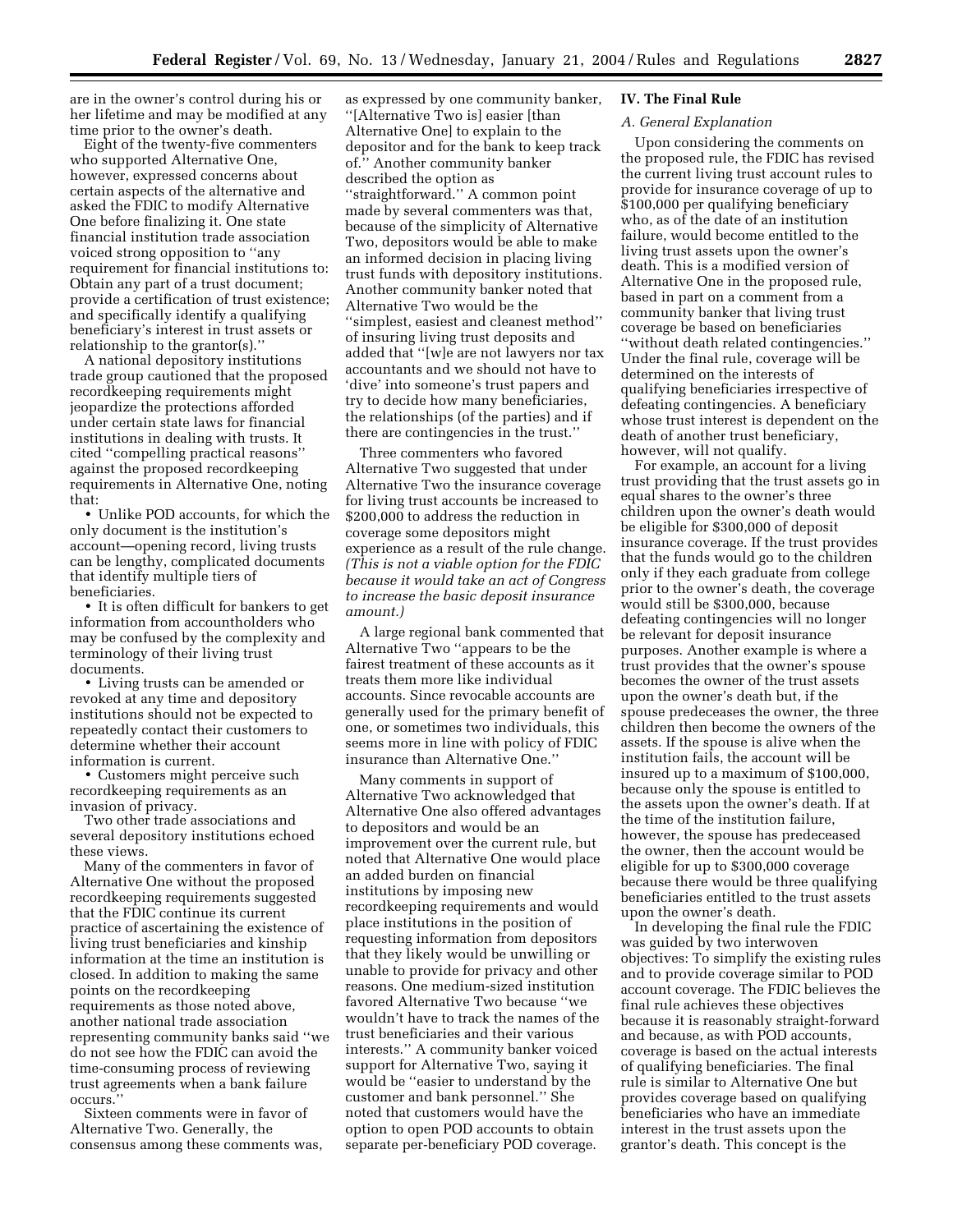are in the owner's control during his or her lifetime and may be modified at any time prior to the owner's death.

Eight of the twenty-five commenters who supported Alternative One, however, expressed concerns about certain aspects of the alternative and asked the FDIC to modify Alternative One before finalizing it. One state financial institution trade association voiced strong opposition to "any requirement for financial institutions to: Obtain any part of a trust document; provide a certification of trust existence; and specifically identify a qualifying beneficiary's interest in trust assets or relationship to the grantor(s)."

A national depository institutions trade group cautioned that the proposed recordkeeping requirements might jeopardize the protections afforded under certain state laws for financial institutions in dealing with trusts. It cited "compelling practical reasons" against the proposed recordkeeping requirements in Alternative One, noting that:

- Unlike POD accounts, for which the only document is the institution's account—opening record, living trusts can be lengthy, complicated documents that identify multiple tiers of beneficiaries.
- It is often difficult for bankers to get information from accountholders who may be confused by the complexity and terminology of their living trust documents.
- Living trusts can be amended or revoked at any time and depository institutions should not be expected to repeatedly contact their customers to determine whether their account information is current.
- Customers might perceive such recordkeeping requirements as an invasion of privacy.

Two other trade associations and several depository institutions echoed these views.

Many of the commenters in favor of Alternative One without the proposed recordkeeping requirements suggested that the FDIC continue its current practice of ascertaining the existence of living trust beneficiaries and kinship information at the time an institution is closed. In addition to making the same points on the recordkeeping requirements as those noted above, another national trade association representing community banks said "we do not see how the FDIC can avoid the time-consuming process of reviewing trust agreements when a bank failure occurs."

Sixteen comments were in favor of Alternative Two. Generally, the consensus among these comments was, as expressed by one community banker, "[Alternative Two is] easier [than Alternative One] to explain to the depositor and for the bank to keep track of." Another community banker described the option as "straightforward." A common point made by several commenters was that, because of the simplicity of Alternative Two, depositors would be able to make an informed decision in placing living trust funds with depository institutions. Another community banker noted that Alternative Two would be the "simplest, easiest and cleanest method" of insuring living trust deposits and added that "[w]e are not lawyers nor tax accountants and we should not have to 'dive' into someone's trust papers and try to decide how many beneficiaries, the relationships (of the parties) and if there are contingencies in the trust."

Three commenters who favored Alternative Two suggested that under Alternative Two the insurance coverage for living trust accounts be increased to $200,000 to address the reduction in coverage some depositors might experience as a result of the rule change. *(This is not a viable option for the FDIC because it would take an act of Congress to increase the basic deposit insurance amount.)*

A large regional bank commented that Alternative Two "appears to be the fairest treatment of these accounts as it treats them more like individual accounts. Since revocable accounts are generally used for the primary benefit of one, or sometimes two individuals, this seems more in line with policy of FDIC insurance than Alternative One."

Many comments in support of Alternative Two acknowledged that Alternative One also offered advantages to depositors and would be an improvement over the current rule, but noted that Alternative One would place an added burden on financial institutions by imposing new recordkeeping requirements and would place institutions in the position of requesting information from depositors that they likely would be unwilling or unable to provide for privacy and other reasons. One medium-sized institution favored Alternative Two because "we wouldn't have to track the names of the trust beneficiaries and their various interests." A community banker voiced support for Alternative Two, saying it would be "easier to understand by the customer and bank personnel." She noted that customers would have the option to open POD accounts to obtain separate per-beneficiary POD coverage.

## IV. The Final Rule

### *A. General Explanation*

Upon considering the comments on the proposed rule, the FDIC has revised the current living trust account rules to provide for insurance coverage of up to $100,000 per qualifying beneficiary who, as of the date of an institution failure, would become entitled to the living trust assets upon the owner's death. This is a modified version of Alternative One in the proposed rule, based in part on a comment from a community banker that living trust coverage be based on beneficiaries "without death related contingencies." Under the final rule, coverage will be determined on the interests of qualifying beneficiaries irrespective of defeating contingencies. A beneficiary whose trust interest is dependent on the death of another trust beneficiary, however, will not qualify.

For example, an account for a living trust providing that the trust assets go in equal shares to the owner's three children upon the owner's death would be eligible for $300,000 of deposit insurance coverage. If the trust provides that the funds would go to the children only if they each graduate from college prior to the owner's death, the coverage would still be $300,000, because defeating contingencies will no longer be relevant for deposit insurance purposes. Another example is where a trust provides that the owner's spouse becomes the owner of the trust assets upon the owner's death but, if the spouse predeceases the owner, the three children then become the owners of the assets. If the spouse is alive when the institution fails, the account will be insured up to a maximum of $100,000, because only the spouse is entitled to the assets upon the owner's death. If at the time of the institution failure, however, the spouse has predeceased the owner, then the account would be eligible for up to $300,000 coverage because there would be three qualifying beneficiaries entitled to the trust assets upon the owner's death.

In developing the final rule the FDIC was guided by two interwoven objectives: To simplify the existing rules and to provide coverage similar to POD account coverage. The FDIC believes the final rule achieves these objectives because it is reasonably straight-forward and because, as with POD accounts, coverage is based on the actual interests of qualifying beneficiaries. The final rule is similar to Alternative One but provides coverage based on qualifying beneficiaries who have an immediate interest in the trust assets upon the grantor's death. This concept is the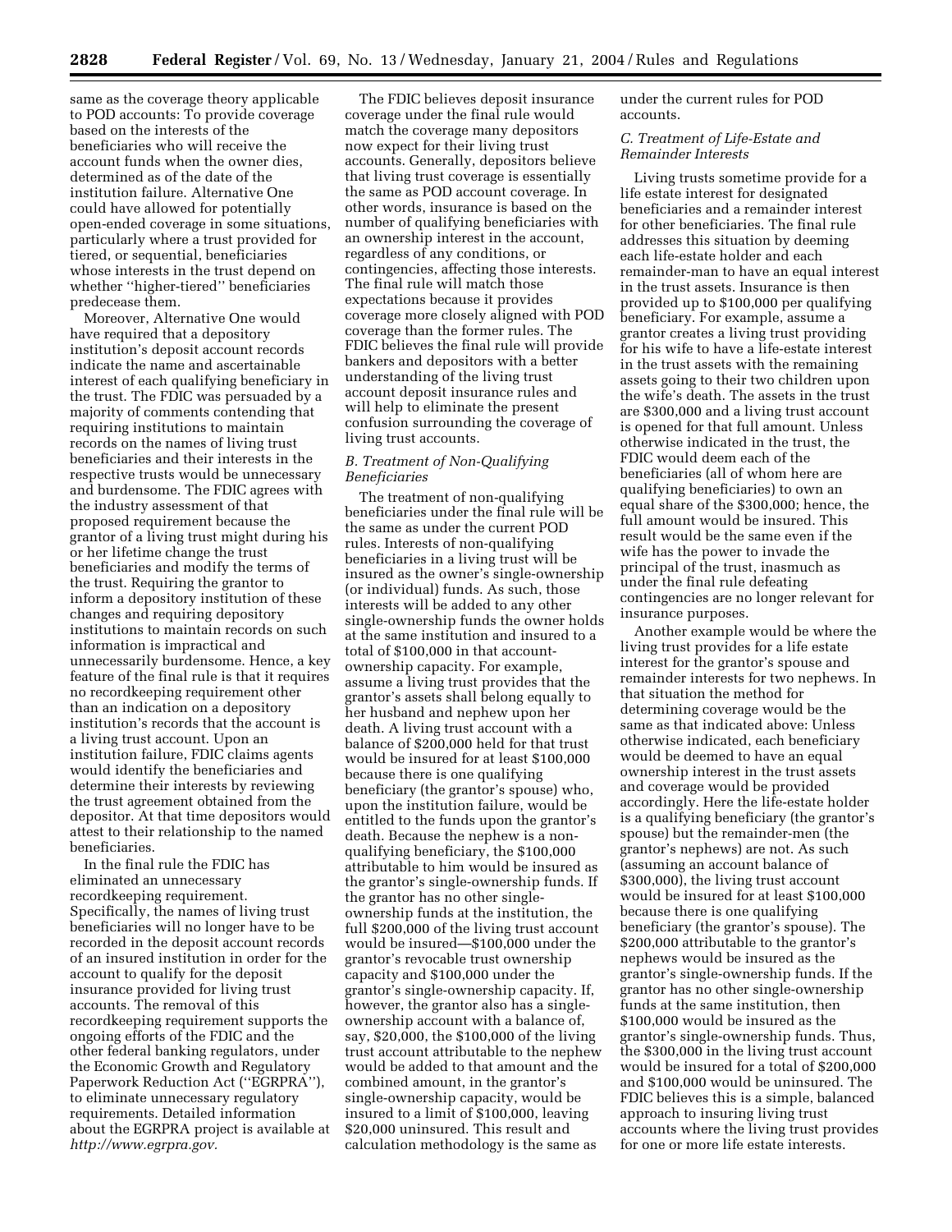same as the coverage theory applicable to POD accounts: To provide coverage based on the interests of the beneficiaries who will receive the account funds when the owner dies, determined as of the date of the institution failure. Alternative One could have allowed for potentially open-ended coverage in some situations, particularly where a trust provided for tiered, or sequential, beneficiaries whose interests in the trust depend on whether ''higher-tiered'' beneficiaries predecease them.

Moreover, Alternative One would have required that a depository institution's deposit account records indicate the name and ascertainable interest of each qualifying beneficiary in the trust. The FDIC was persuaded by a majority of comments contending that requiring institutions to maintain records on the names of living trust beneficiaries and their interests in the respective trusts would be unnecessary and burdensome. The FDIC agrees with the industry assessment of that proposed requirement because the grantor of a living trust might during his or her lifetime change the trust beneficiaries and modify the terms of the trust. Requiring the grantor to inform a depository institution of these changes and requiring depository institutions to maintain records on such information is impractical and unnecessarily burdensome. Hence, a key feature of the final rule is that it requires no recordkeeping requirement other than an indication on a depository institution's records that the account is a living trust account. Upon an institution failure, FDIC claims agents would identify the beneficiaries and determine their interests by reviewing the trust agreement obtained from the depositor. At that time depositors would attest to their relationship to the named beneficiaries.

In the final rule the FDIC has eliminated an unnecessary recordkeeping requirement. Specifically, the names of living trust beneficiaries will no longer have to be recorded in the deposit account records of an insured institution in order for the account to qualify for the deposit insurance provided for living trust accounts. The removal of this recordkeeping requirement supports the ongoing efforts of the FDIC and the other federal banking regulators, under the Economic Growth and Regulatory Paperwork Reduction Act (''EGRPRA''), to eliminate unnecessary regulatory requirements. Detailed information about the EGRPRA project is available at *http://www.egrpra.gov.*

The FDIC believes deposit insurance coverage under the final rule would match the coverage many depositors now expect for their living trust accounts. Generally, depositors believe that living trust coverage is essentially the same as POD account coverage. In other words, insurance is based on the number of qualifying beneficiaries with an ownership interest in the account, regardless of any conditions, or contingencies, affecting those interests. The final rule will match those expectations because it provides coverage more closely aligned with POD coverage than the former rules. The FDIC believes the final rule will provide bankers and depositors with a better understanding of the living trust account deposit insurance rules and will help to eliminate the present confusion surrounding the coverage of living trust accounts.

### *B. Treatment of Non-Qualifying Beneficiaries*

The treatment of non-qualifying beneficiaries under the final rule will be the same as under the current POD rules. Interests of non-qualifying beneficiaries in a living trust will be insured as the owner's single-ownership (or individual) funds. As such, those interests will be added to any other single-ownership funds the owner holds at the same institution and insured to a total of $100,000 in that account-ownership capacity. For example, assume a living trust provides that the grantor's assets shall belong equally to her husband and nephew upon her death. A living trust account with a balance of $200,000 held for that trust would be insured for at least $100,000 because there is one qualifying beneficiary (the grantor's spouse) who, upon the institution failure, would be entitled to the funds upon the grantor's death. Because the nephew is a non-qualifying beneficiary, the $100,000 attributable to him would be insured as the grantor's single-ownership funds. If the grantor has no other single-ownership funds at the institution, the full $200,000 of the living trust account would be insured—$100,000 under the grantor's revocable trust ownership capacity and $100,000 under the grantor's single-ownership capacity. If, however, the grantor also has a single-ownership account with a balance of, say, $20,000, the $100,000 of the living trust account attributable to the nephew would be added to that amount and the combined amount, in the grantor's single-ownership capacity, would be insured to a limit of $100,000, leaving $20,000 uninsured. This result and calculation methodology is the same as under the current rules for POD accounts.

### *C. Treatment of Life-Estate and Remainder Interests*

Living trusts sometime provide for a life estate interest for designated beneficiaries and a remainder interest for other beneficiaries. The final rule addresses this situation by deeming each life-estate holder and each remainder-man to have an equal interest in the trust assets. Insurance is then provided up to $100,000 per qualifying beneficiary. For example, assume a grantor creates a living trust providing for his wife to have a life-estate interest in the trust assets with the remaining assets going to their two children upon the wife's death. The assets in the trust are $300,000 and a living trust account is opened for that full amount. Unless otherwise indicated in the trust, the FDIC would deem each of the beneficiaries (all of whom here are qualifying beneficiaries) to own an equal share of the $300,000; hence, the full amount would be insured. This result would be the same even if the wife has the power to invade the principal of the trust, inasmuch as under the final rule defeating contingencies are no longer relevant for insurance purposes.

Another example would be where the living trust provides for a life estate interest for the grantor's spouse and remainder interests for two nephews. In that situation the method for determining coverage would be the same as that indicated above: Unless otherwise indicated, each beneficiary would be deemed to have an equal ownership interest in the trust assets and coverage would be provided accordingly. Here the life-estate holder is a qualifying beneficiary (the grantor's spouse) but the remainder-men (the grantor's nephews) are not. As such (assuming an account balance of $300,000), the living trust account would be insured for at least $100,000 because there is one qualifying beneficiary (the grantor's spouse). The $200,000 attributable to the grantor's nephews would be insured as the grantor's single-ownership funds. If the grantor has no other single-ownership funds at the same institution, then $100,000 would be insured as the grantor's single-ownership funds. Thus, the $300,000 in the living trust account would be insured for a total of $200,000 and $100,000 would be uninsured. The FDIC believes this is a simple, balanced approach to insuring living trust accounts where the living trust provides for one or more life estate interests.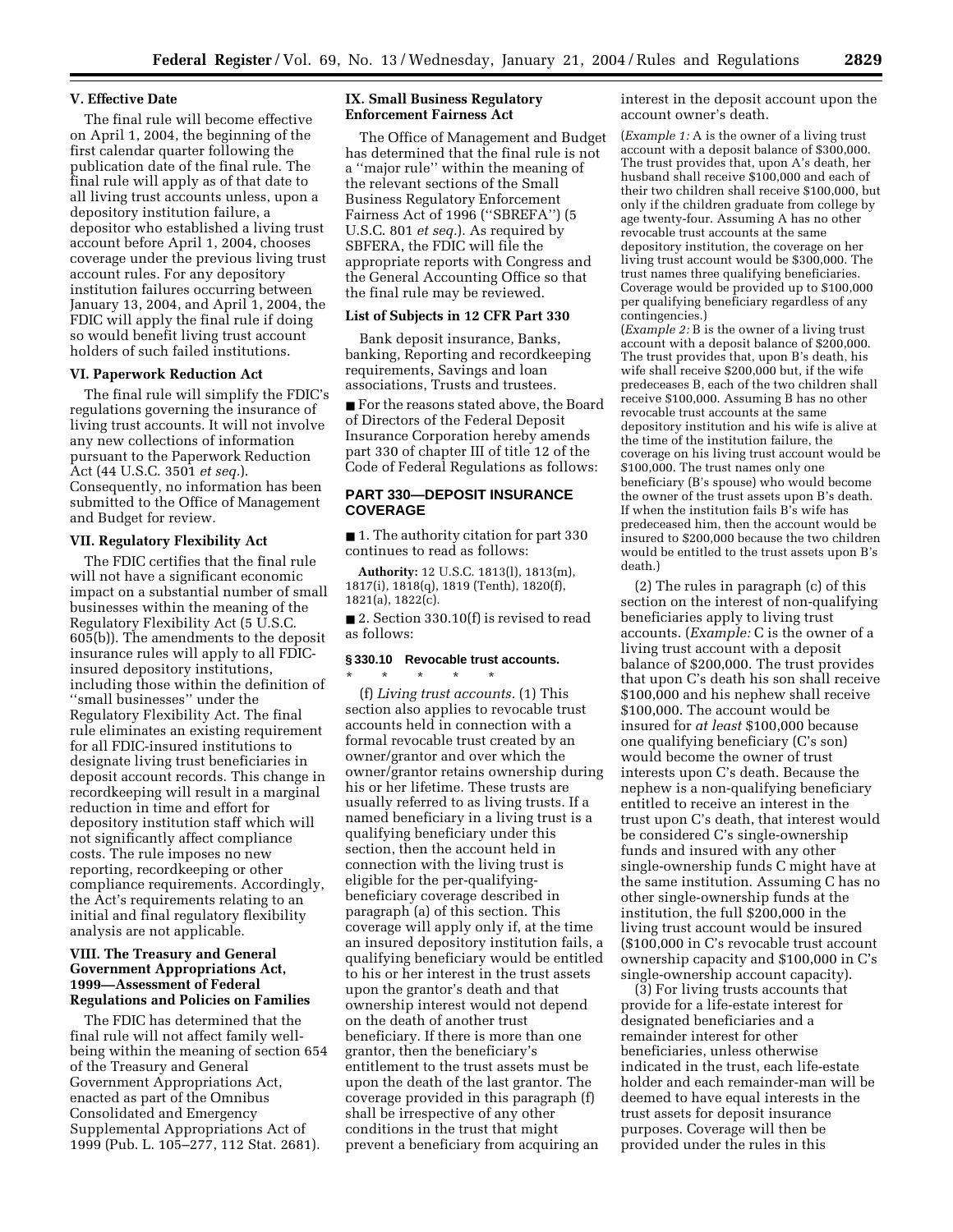### V. Effective Date

The final rule will become effective on April 1, 2004, the beginning of the first calendar quarter following the publication date of the final rule. The final rule will apply as of that date to all living trust accounts unless, upon a depository institution failure, a depositor who established a living trust account before April 1, 2004, chooses coverage under the previous living trust account rules. For any depository institution failures occurring between January 13, 2004, and April 1, 2004, the FDIC will apply the final rule if doing so would benefit living trust account holders of such failed institutions.

### VI. Paperwork Reduction Act

The final rule will simplify the FDIC's regulations governing the insurance of living trust accounts. It will not involve any new collections of information pursuant to the Paperwork Reduction Act (44 U.S.C. 3501 *et seq.*). Consequently, no information has been submitted to the Office of Management and Budget for review.

### VII. Regulatory Flexibility Act

The FDIC certifies that the final rule will not have a significant economic impact on a substantial number of small businesses within the meaning of the Regulatory Flexibility Act (5 U.S.C. 605(b)). The amendments to the deposit insurance rules will apply to all FDIC-insured depository institutions, including those within the definition of ''small businesses'' under the Regulatory Flexibility Act. The final rule eliminates an existing requirement for all FDIC-insured institutions to designate living trust beneficiaries in deposit account records. This change in recordkeeping will result in a marginal reduction in time and effort for depository institution staff which will not significantly affect compliance costs. The rule imposes no new reporting, recordkeeping or other compliance requirements. Accordingly, the Act's requirements relating to an initial and final regulatory flexibility analysis are not applicable.

### VIII. The Treasury and General Government Appropriations Act, 1999—Assessment of Federal Regulations and Policies on Families

The FDIC has determined that the final rule will not affect family well-being within the meaning of section 654 of the Treasury and General Government Appropriations Act, enacted as part of the Omnibus Consolidated and Emergency Supplemental Appropriations Act of 1999 (Pub. L. 105–277, 112 Stat. 2681).

### IX. Small Business Regulatory Enforcement Fairness Act

The Office of Management and Budget has determined that the final rule is not a ''major rule'' within the meaning of the relevant sections of the Small Business Regulatory Enforcement Fairness Act of 1996 (''SBREFA'') (5 U.S.C. 801 *et seq.*). As required by SBFERA, the FDIC will file the appropriate reports with Congress and the General Accounting Office so that the final rule may be reviewed.

### List of Subjects in 12 CFR Part 330

Bank deposit insurance, Banks, banking, Reporting and recordkeeping requirements, Savings and loan associations, Trusts and trustees.

■ For the reasons stated above, the Board of Directors of the Federal Deposit Insurance Corporation hereby amends part 330 of chapter III of title 12 of the Code of Federal Regulations as follows:

## PART 330—DEPOSIT INSURANCE COVERAGE

■ 1. The authority citation for part 330 continues to read as follows:

**Authority:** 12 U.S.C. 1813(l), 1813(m), 1817(i), 1818(q), 1819 (Tenth), 1820(f), 1821(a), 1822(c).

■ 2. Section 330.10(f) is revised to read as follows:

**§ 330.10 Revocable trust accounts.**

\* \* \* \* \*

(f) *Living trust accounts.* (1) This section also applies to revocable trust accounts held in connection with a formal revocable trust created by an owner/grantor and over which the owner/grantor retains ownership during his or her lifetime. These trusts are usually referred to as living trusts. If a named beneficiary in a living trust is a qualifying beneficiary under this section, then the account held in connection with the living trust is eligible for the per-qualifying-beneficiary coverage described in paragraph (a) of this section. This coverage will apply only if, at the time an insured depository institution fails, a qualifying beneficiary would be entitled to his or her interest in the trust assets upon the grantor's death and that ownership interest would not depend on the death of another trust beneficiary. If there is more than one grantor, then the beneficiary's entitlement to the trust assets must be upon the death of the last grantor. The coverage provided in this paragraph (f) shall be irrespective of any other conditions in the trust that might prevent a beneficiary from acquiring an interest in the deposit account upon the account owner's death.

(*Example 1:* A is the owner of a living trust account with a deposit balance of $300,000. The trust provides that, upon A's death, her husband shall receive $100,000 and each of their two children shall receive $100,000, but only if the children graduate from college by age twenty-four. Assuming A has no other revocable trust accounts at the same depository institution, the coverage on her living trust account would be $300,000. The trust names three qualifying beneficiaries. Coverage would be provided up to $100,000 per qualifying beneficiary regardless of any contingencies.)

(*Example 2:* B is the owner of a living trust account with a deposit balance of $200,000. The trust provides that, upon B's death, his wife shall receive $200,000 but, if the wife predeceases B, each of the two children shall receive $100,000. Assuming B has no other revocable trust accounts at the same depository institution and his wife is alive at the time of the institution failure, the coverage on his living trust account would be $100,000. The trust names only one beneficiary (B's spouse) who would become the owner of the trust assets upon B's death. If when the institution fails B's wife has predeceased him, then the account would be insured to $200,000 because the two children would be entitled to the trust assets upon B's death.)

(2) The rules in paragraph (c) of this section on the interest of non-qualifying beneficiaries apply to living trust accounts. (*Example:* C is the owner of a living trust account with a deposit balance of $200,000. The trust provides that upon C's death his son shall receive $100,000 and his nephew shall receive $100,000. The account would be insured for *at least* $100,000 because one qualifying beneficiary (C's son) would become the owner of trust interests upon C's death. Because the nephew is a non-qualifying beneficiary entitled to receive an interest in the trust upon C's death, that interest would be considered C's single-ownership funds and insured with any other single-ownership funds C might have at the same institution. Assuming C has no other single-ownership funds at the institution, the full $200,000 in the living trust account would be insured ($100,000 in C's revocable trust account ownership capacity and $100,000 in C's single-ownership account capacity).

(3) For living trusts accounts that provide for a life-estate interest for designated beneficiaries and a remainder interest for other beneficiaries, unless otherwise indicated in the trust, each life-estate holder and each remainder-man will be deemed to have equal interests in the trust assets for deposit insurance purposes. Coverage will then be provided under the rules in this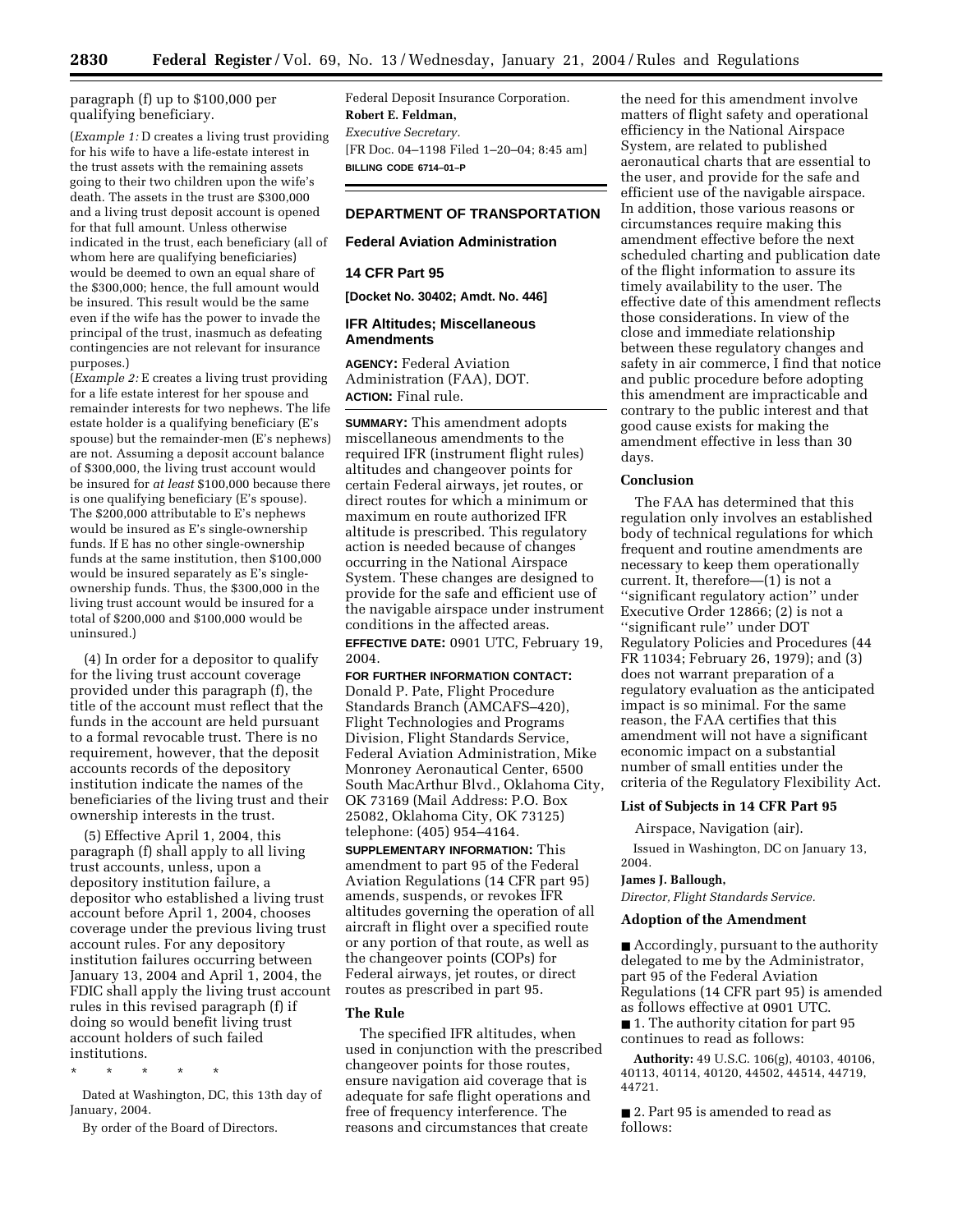paragraph (f) up to $100,000 per qualifying beneficiary.

(*Example 1:* D creates a living trust providing for his wife to have a life-estate interest in the trust assets with the remaining assets going to their two children upon the wife's death. The assets in the trust are $300,000 and a living trust deposit account is opened for that full amount. Unless otherwise indicated in the trust, each beneficiary (all of whom here are qualifying beneficiaries) would be deemed to own an equal share of the $300,000; hence, the full amount would be insured. This result would be the same even if the wife has the power to invade the principal of the trust, inasmuch as defeating contingencies are not relevant for insurance purposes.)

(*Example 2:* E creates a living trust providing for a life estate interest for her spouse and remainder interests for two nephews. The life estate holder is a qualifying beneficiary (E's spouse) but the remainder-men (E's nephews) are not. Assuming a deposit account balance of $300,000, the living trust account would be insured for *at least* $100,000 because there is one qualifying beneficiary (E's spouse). The $200,000 attributable to E's nephews would be insured as E's single-ownership funds. If E has no other single-ownership funds at the same institution, then $100,000 would be insured separately as E's single-ownership funds. Thus, the $300,000 in the living trust account would be insured for a total of $200,000 and $100,000 would be uninsured.)

(4) In order for a depositor to qualify for the living trust account coverage provided under this paragraph (f), the title of the account must reflect that the funds in the account are held pursuant to a formal revocable trust. There is no requirement, however, that the deposit accounts records of the depository institution indicate the names of the beneficiaries of the living trust and their ownership interests in the trust.

(5) Effective April 1, 2004, this paragraph (f) shall apply to all living trust accounts, unless, upon a depository institution failure, a depositor who established a living trust account before April 1, 2004, chooses coverage under the previous living trust account rules. For any depository institution failures occurring between January 13, 2004 and April 1, 2004, the FDIC shall apply the living trust account rules in this revised paragraph (f) if doing so would benefit living trust account holders of such failed institutions.

\* \* \* \* \*

Dated at Washington, DC, this 13th day of January, 2004.

By order of the Board of Directors.

Federal Deposit Insurance Corporation.

**Robert E. Feldman,**

*Executive Secretary.*

[FR Doc. 04–1198 Filed 1–20–04; 8:45 am]

**BILLING CODE 6714–01–P**

## DEPARTMENT OF TRANSPORTATION

## Federal Aviation Administration

## 14 CFR Part 95

**[Docket No. 30402; Amdt. No. 446]**

## IFR Altitudes; Miscellaneous Amendments

**AGENCY:** Federal Aviation Administration (FAA), DOT.

**ACTION:** Final rule.

**SUMMARY:** This amendment adopts miscellaneous amendments to the required IFR (instrument flight rules) altitudes and changeover points for certain Federal airways, jet routes, or direct routes for which a minimum or maximum en route authorized IFR altitude is prescribed. This regulatory action is needed because of changes occurring in the National Airspace System. These changes are designed to provide for the safe and efficient use of the navigable airspace under instrument conditions in the affected areas.

**EFFECTIVE DATE:** 0901 UTC, February 19, 2004.

**FOR FURTHER INFORMATION CONTACT:** Donald P. Pate, Flight Procedure Standards Branch (AMCAFS–420), Flight Technologies and Programs Division, Flight Standards Service, Federal Aviation Administration, Mike Monroney Aeronautical Center, 6500 South MacArthur Blvd., Oklahoma City, OK 73169 (Mail Address: P.O. Box 25082, Oklahoma City, OK 73125) telephone: (405) 954–4164.

**SUPPLEMENTARY INFORMATION:** This amendment to part 95 of the Federal Aviation Regulations (14 CFR part 95) amends, suspends, or revokes IFR altitudes governing the operation of all aircraft in flight over a specified route or any portion of that route, as well as the changeover points (COPs) for Federal airways, jet routes, or direct routes as prescribed in part 95.

### The Rule

The specified IFR altitudes, when used in conjunction with the prescribed changeover points for those routes, ensure navigation aid coverage that is adequate for safe flight operations and free of frequency interference. The reasons and circumstances that create the need for this amendment involve matters of flight safety and operational efficiency in the National Airspace System, are related to published aeronautical charts that are essential to the user, and provide for the safe and efficient use of the navigable airspace. In addition, those various reasons or circumstances require making this amendment effective before the next scheduled charting and publication date of the flight information to assure its timely availability to the user. The effective date of this amendment reflects those considerations. In view of the close and immediate relationship between these regulatory changes and safety in air commerce, I find that notice and public procedure before adopting this amendment are impracticable and contrary to the public interest and that good cause exists for making the amendment effective in less than 30 days.

### Conclusion

The FAA has determined that this regulation only involves an established body of technical regulations for which frequent and routine amendments are necessary to keep them operationally current. It, therefore—(1) is not a ''significant regulatory action'' under Executive Order 12866; (2) is not a ''significant rule'' under DOT Regulatory Policies and Procedures (44 FR 11034; February 26, 1979); and (3) does not warrant preparation of a regulatory evaluation as the anticipated impact is so minimal. For the same reason, the FAA certifies that this amendment will not have a significant economic impact on a substantial number of small entities under the criteria of the Regulatory Flexibility Act.

### List of Subjects in 14 CFR Part 95

Airspace, Navigation (air).

Issued in Washington, DC on January 13, 2004.

**James J. Ballough,**

*Director, Flight Standards Service.*

### Adoption of the Amendment

■ Accordingly, pursuant to the authority delegated to me by the Administrator, part 95 of the Federal Aviation Regulations (14 CFR part 95) is amended as follows effective at 0901 UTC.

■ 1. The authority citation for part 95 continues to read as follows:

**Authority:** 49 U.S.C. 106(g), 40103, 40106, 40113, 40114, 40120, 44502, 44514, 44719, 44721.

■ 2. Part 95 is amended to read as follows: